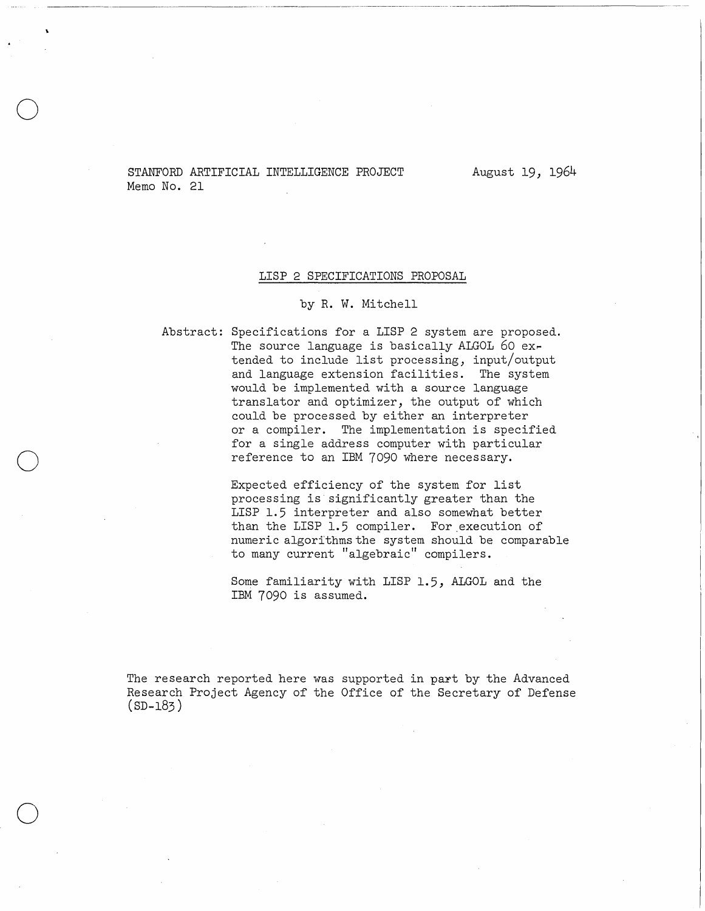STANFORD ARTIFICIAL INTELLIGENCE PROJECT
Memo No. 21

August 19, 1964

# LISP 2 SPECIFICATIONS PROPOSAL

by R. W. Mitchell

Abstract: Specifications for a LISP 2 system are proposed. The source language is basically ALGOL 60 extended to include list processing, input/output and language extension facilities. The system would be implemented with a source language translator and optimizer, the output of which could be processed by either an interpreter or a compiler. The implementation is specified for a single address computer with particular reference to an IBM 7090 where necessary.

Expected efficiency of the system for list processing is significantly greater than the LISP 1.5 interpreter and also somewhat better than the LISP 1.5 compiler. For execution of numeric algorithms the system should be comparable to many current "algebraic" compilers.

Some familiarity with LISP 1.5, ALGOL and the IBM 7090 is assumed.

The research reported here was supported in part by the Advanced Research Project Agency of the Office of the Secretary of Defense (SD-183)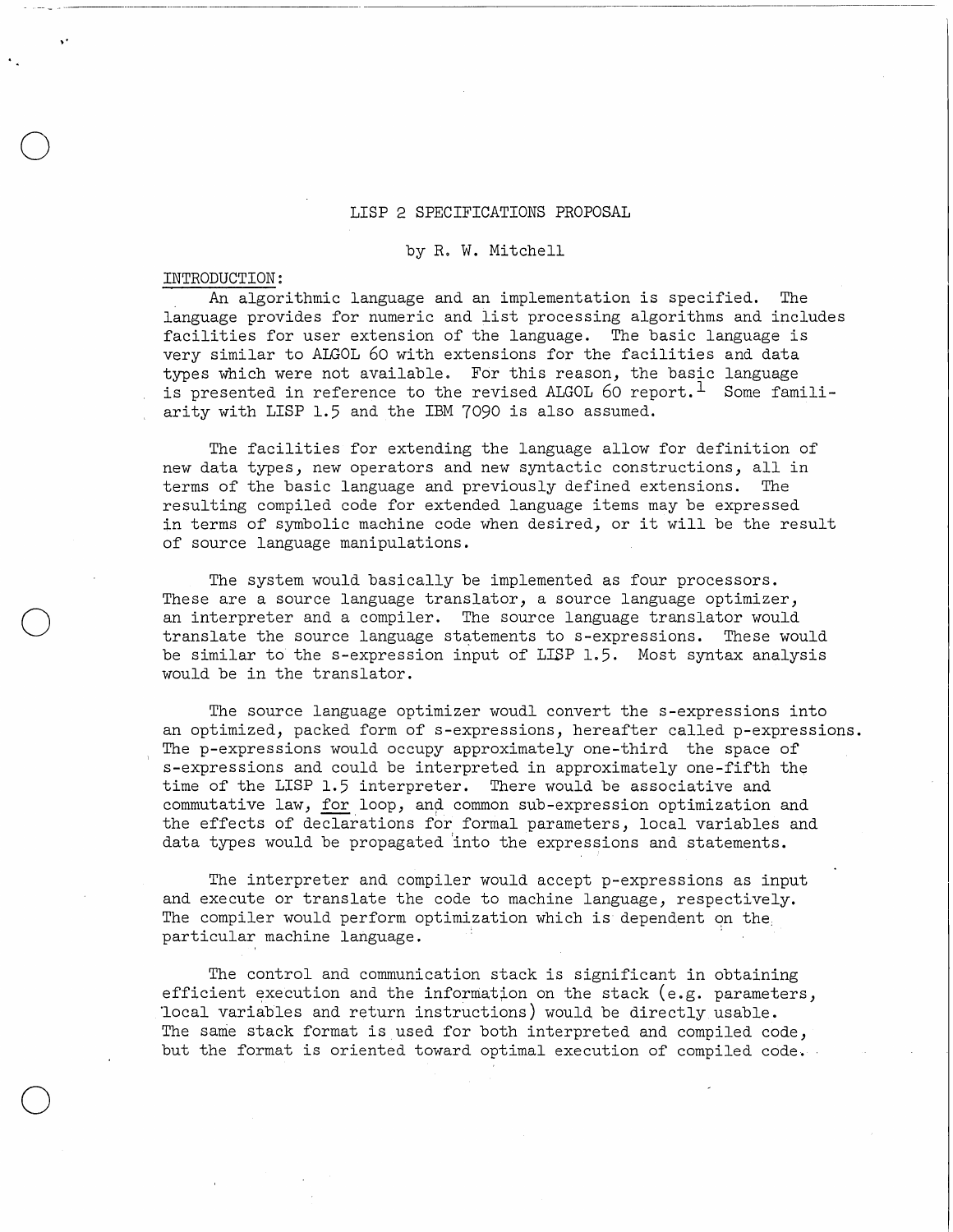# LISP 2 SPECIFICATIONS PROPOSAL

by R. W. Mitchell

## INTRODUCTION:

An algorithmic language and an implementation is specified. The language provides for numeric and list processing algorithms and includes facilities for user extension of the language. The basic language is very similar to ALGOL 60 with extensions for the facilities and data types which were not available. For this reason, the basic language is presented in reference to the revised ALGOL 60 report.[1] Some familiarity with LISP 1.5 and the IBM 7090 is also assumed.

The facilities for extending the language allow for definition of new data types, new operators and new syntactic constructions, all in terms of the basic language and previously defined extensions. The resulting compiled code for extended language items may be expressed in terms of symbolic machine code when desired, or it will be the result of source language manipulations.

The system would basically be implemented as four processors. These are a source language translator, a source language optimizer, an interpreter and a compiler. The source language translator would translate the source language statements to s-expressions. These would be similar to the s-expression input of LISP 1.5. Most syntax analysis would be in the translator.

The source language optimizer woudl convert the s-expressions into an optimized, packed form of s-expressions, hereafter called p-expressions. The p-expressions would occupy approximately one-third the space of s-expressions and could be interpreted in approximately one-fifth the time of the LISP 1.5 interpreter. There would be associative and commutative law, for loop, and common sub-expression optimization and the effects of declarations for formal parameters, local variables and data types would be propagated into the expressions and statements.

The interpreter and compiler would accept p-expressions as input and execute or translate the code to machine language, respectively. The compiler would perform optimization which is dependent on the particular machine language.

The control and communication stack is significant in obtaining efficient execution and the information on the stack (e.g. parameters, local variables and return instructions) would be directly usable. The same stack format is used for both interpreted and compiled code, but the format is oriented toward optimal execution of compiled code.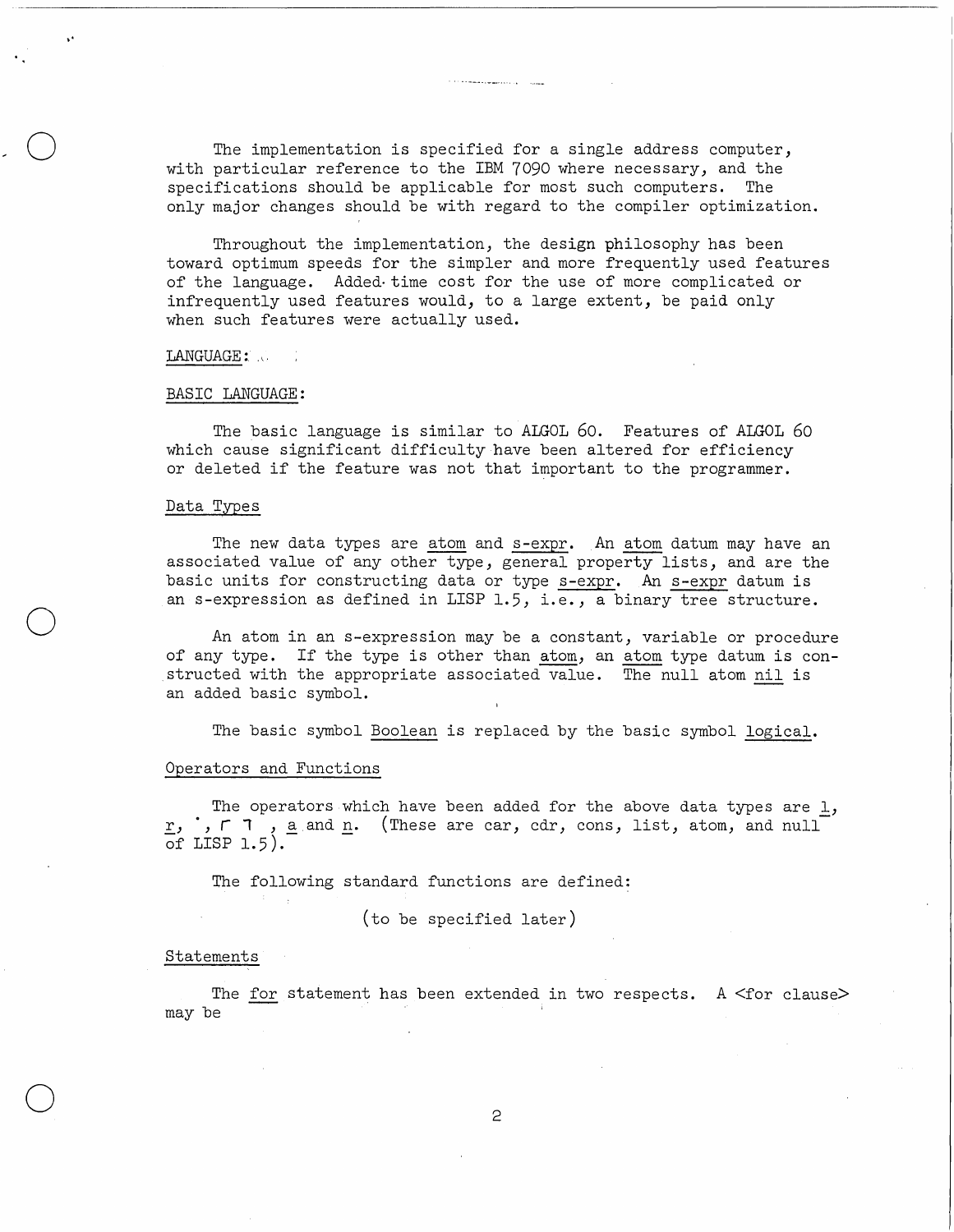The implementation is specified for a single address computer, with particular reference to the IBM 7090 where necessary, and the specifications should be applicable for most such computers. The only major changes should be with regard to the compiler optimization.

Throughout the implementation, the design philosophy has been toward optimum speeds for the simpler and more frequently used features of the language. Added time cost for the use of more complicated or infrequently used features would, to a large extent, be paid only when such features were actually used.

## LANGUAGE:

### BASIC LANGUAGE:

The basic language is similar to ALGOL 60. Features of ALGOL 60 which cause significant difficulty have been altered for efficiency or deleted if the feature was not that important to the programmer.

#### Data Types

The new data types are atom and s-expr. An atom datum may have an associated value of any other type, general property lists, and are the basic units for constructing data or type s-expr. An s-expr datum is an s-expression as defined in LISP 1.5, i.e., a binary tree structure.

An atom in an s-expression may be a constant, variable or procedure of any type. If the type is other than atom, an atom type datum is constructed with the appropriate associated value. The null atom nil is an added basic symbol.

The basic symbol Boolean is replaced by the basic symbol logical.

#### Operators and Functions

The operators which have been added for the above data types are l, r, ˙, ⌜ ⌝, a and n. (These are car, cdr, cons, list, atom, and null of LISP 1.5).

The following standard functions are defined:

(to be specified later)

#### Statements

The for statement has been extended in two respects. A <for clause> may be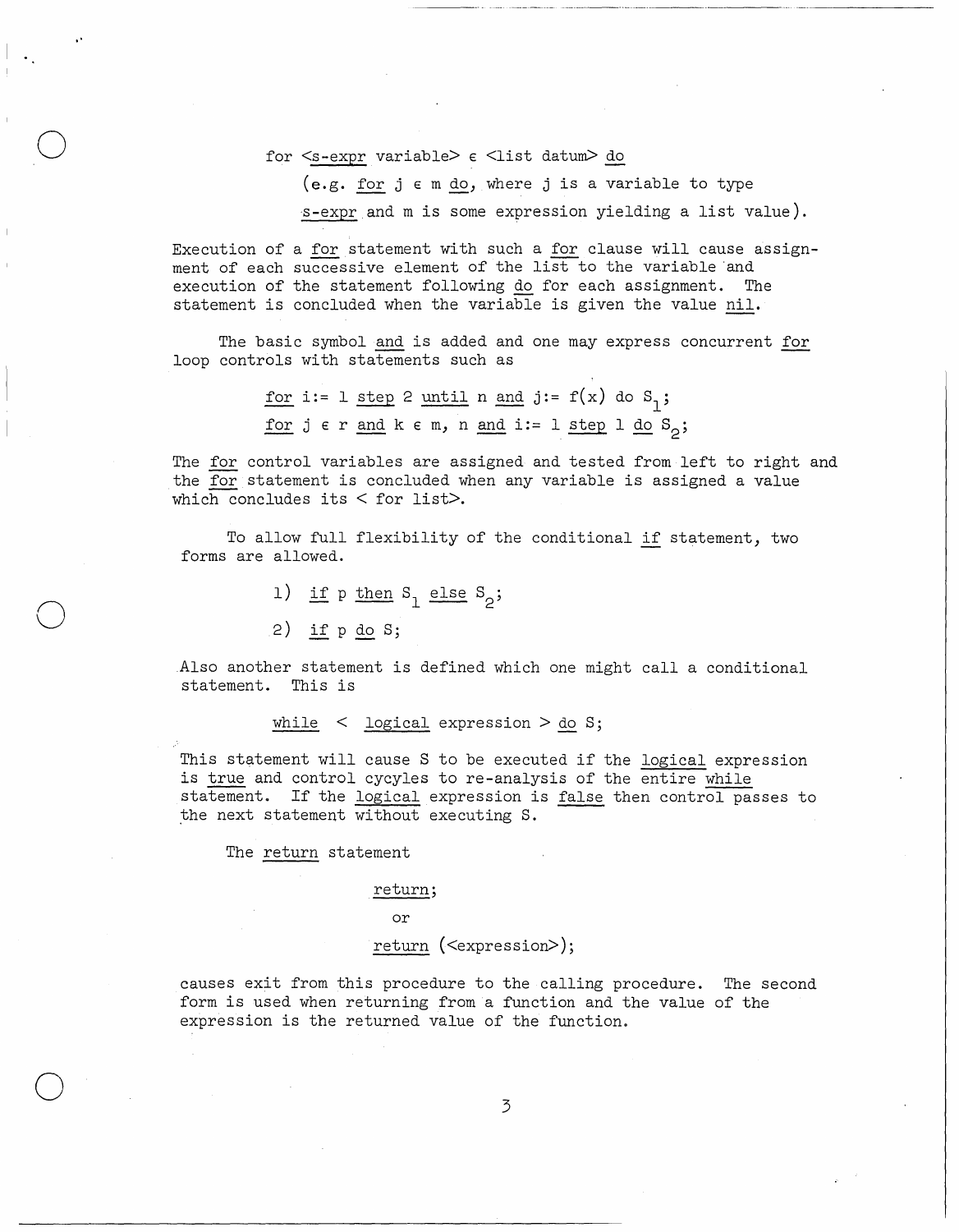for <_s-expr_ variable> ε <list datum> _do_

(e.g. _for_ j ε m _do_, where j is a variable to type _s-expr_ and m is some expression yielding a list value).

Execution of a _for_ statement with such a _for_ clause will cause assignment of each successive element of the list to the variable and execution of the statement following _do_ for each assignment. The statement is concluded when the variable is given the value _nil_.

The basic symbol _and_ is added and one may express concurrent _for_ loop controls with statements such as

_for_ i:= 1 _step_ 2 _until_ n _and_ j:= f(x) do $S_1$;

_for_ j ε r _and_ k ε m, n _and_ i:= 1 _step_ 1 _do_ $S_2$;

The _for_ control variables are assigned and tested from left to right and the _for_ statement is concluded when any variable is assigned a value which concludes its < for list>.

To allow full flexibility of the conditional _if_ statement, two forms are allowed.

1) _if_ p _then_ $S_1$ _else_ $S_2$;

2) _if_ p _do_ S;

Also another statement is defined which one might call a conditional statement. This is

_while_ < _logical_ expression > _do_ S;

This statement will cause S to be executed if the _logical_ expression is _true_ and control cycyles to re-analysis of the entire _while_ statement. If the _logical_ expression is _false_ then control passes to the next statement without executing S.

The _return_ statement

_return_;

or

_return_ (<expression>);

causes exit from this procedure to the calling procedure. The second form is used when returning from a function and the value of the expression is the returned value of the function.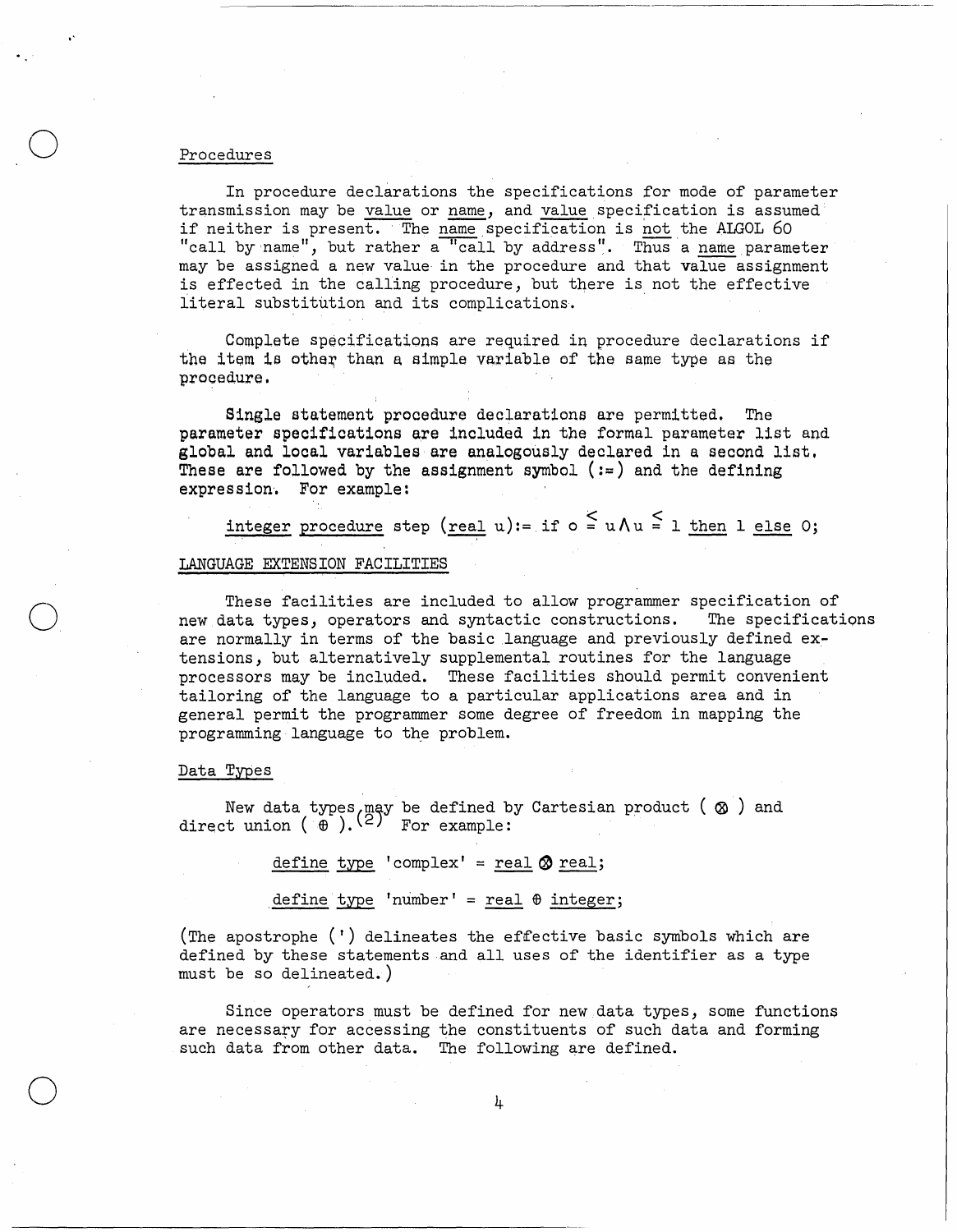## Procedures

In procedure declarations the specifications for mode of parameter transmission may be value or name, and value specification is assumed if neither is present. The name specification is not the ALGOL 60 "call by name", but rather a "call by address". Thus a name parameter may be assigned a new value in the procedure and that value assignment is effected in the calling procedure, but there is not the effective literal substitution and its complications.

Complete specifications are required in procedure declarations if the item is other than a simple variable of the same type as the procedure.

Single statement procedure declarations are permitted. The parameter specifications are included in the formal parameter list and global and local variables are analogously declared in a second list. These are followed by the assignment symbol (:=) and the defining expression. For example:

integer procedure step (real u):= if $o \leq u \wedge u \leq 1$ then 1 else 0;

## LANGUAGE EXTENSION FACILITIES

These facilities are included to allow programmer specification of new data types, operators and syntactic constructions. The specifications are normally in terms of the basic language and previously defined extensions, but alternatively supplemental routines for the language processors may be included. These facilities should permit convenient tailoring of the language to a particular applications area and in general permit the programmer some degree of freedom in mapping the programming language to the problem.

## Data Types

New data types may be defined by Cartesian product ( $\otimes$ ) and direct union ( $\oplus$ ).[2] For example:

define type 'complex' = real $\otimes$ real;

define type 'number' = real $\oplus$ integer;

(The apostrophe (') delineates the effective basic symbols which are defined by these statements and all uses of the identifier as a type must be so delineated.)

Since operators must be defined for new data types, some functions are necessary for accessing the constituents of such data and forming such data from other data. The following are defined.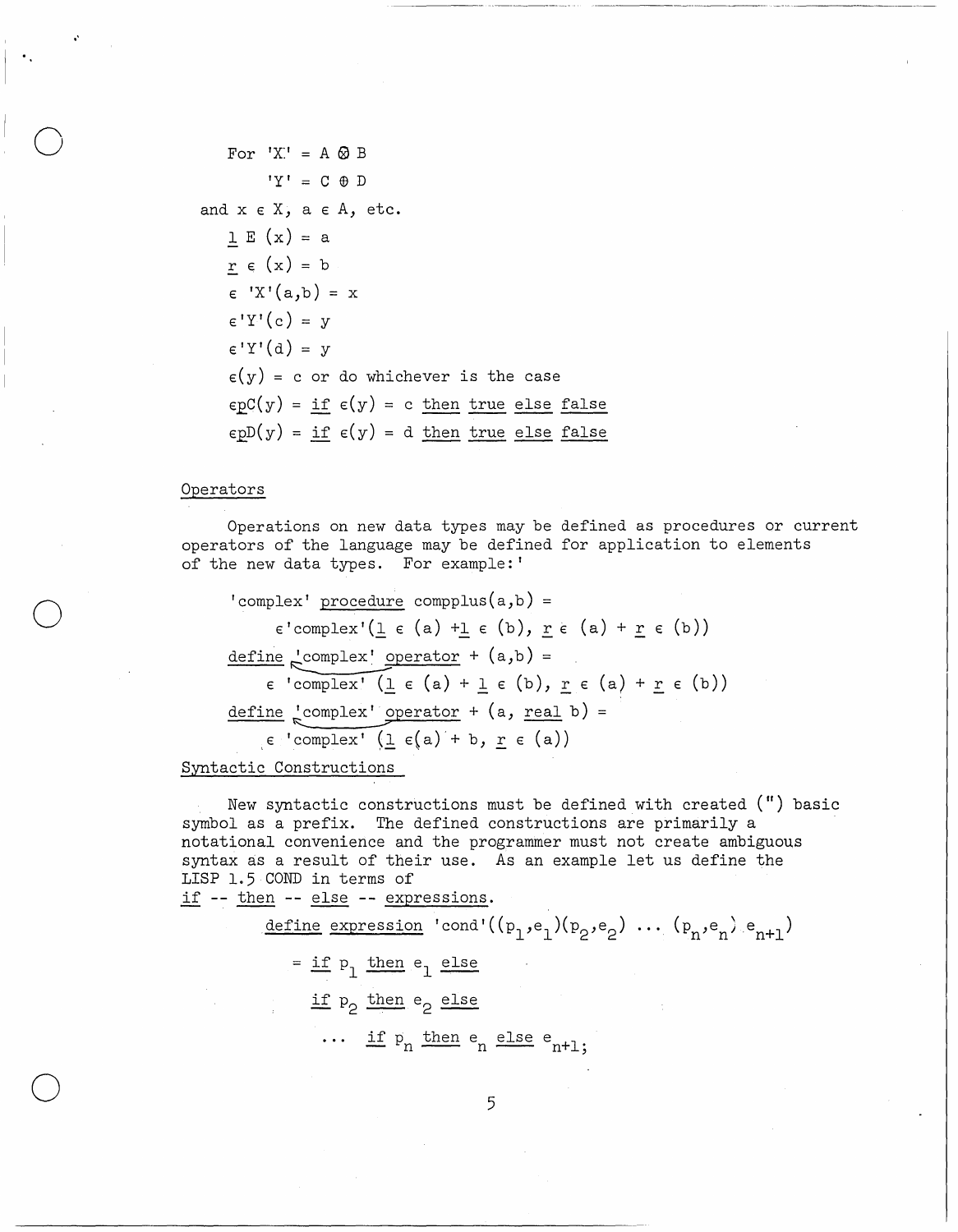For 'X' = A ⊗ B

'Y' = C ⊕ D

and x ε X, a ε A, etc.

```
l E (x) = a
r ε (x) = b
ε 'X'(a,b) = x
ε'Y'(c) = y
ε'Y'(d) = y
ε(y) = c or do whichever is the case
εpC(y) = if ε(y) = c then true else false
εpD(y) = if ε(y) = d then true else false
```

## Operators

Operations on new data types may be defined as procedures or current operators of the language may be defined for application to elements of the new data types. For example:'

```
'complex' procedure compplus(a,b) =
    ε'complex'(l ε (a) +l ε (b), r ε (a) + r ε (b))
define 'complex' operator + (a,b) =
    ε 'complex' (l ε (a) + l ε (b), r ε (a) + r ε (b))
define 'complex' operator + (a, real b) =
    ε 'complex' (l ε(a) + b, r ε (a))
```

## Syntactic Constructions

New syntactic constructions must be defined with created (") basic symbol as a prefix. The defined constructions are primarily a notational convenience and the programmer must not create ambiguous syntax as a result of their use. As an example let us define the LISP 1.5 COND in terms of if -- then -- else -- expressions.

```
define expression 'cond'((p1,e1)(p2,e2) ... (pn,en) en+1)
    = if p1 then e1 else
      if p2 then e2 else
      ... if pn then en else en+1;
```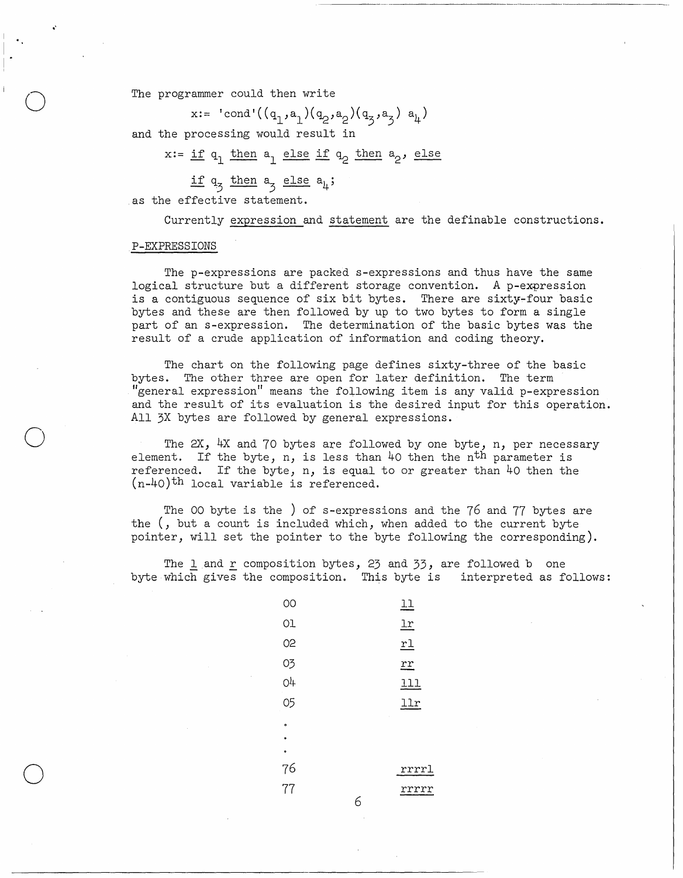The programmer could then write

$$x := \text{'cond'}((q_1, a_1)(q_2, a_2)(q_3, a_3)\ a_4)$$

and the processing would result in

$$x := \underline{\text{if}}\ q_1\ \underline{\text{then}}\ a_1\ \underline{\text{else}}\ \underline{\text{if}}\ q_2\ \underline{\text{then}}\ a_2,\ \underline{\text{else}}$$

$$\underline{\text{if}}\ q_3\ \underline{\text{then}}\ a_3\ \underline{\text{else}}\ a_4;$$

as the effective statement.

Currently expression and statement are the definable constructions.

## P-EXPRESSIONS

The p-expressions are packed s-expressions and thus have the same logical structure but a different storage convention. A p-expression is a contiguous sequence of six bit bytes. There are sixty-four basic bytes and these are then followed by up to two bytes to form a single part of an s-expression. The determination of the basic bytes was the result of a crude application of information and coding theory.

The chart on the following page defines sixty-three of the basic bytes. The other three are open for later definition. The term "general expression" means the following item is any valid p-expression and the result of its evaluation is the desired input for this operation. All 3X bytes are followed by general expressions.

The 2X, 4X and 70 bytes are followed by one byte, n, per necessary element. If the byte, n, is less than 40 then the $n^{th}$ parameter is referenced. If the byte, n, is equal to or greater than 40 then the $(n-40)^{th}$ local variable is referenced.

The 00 byte is the ) of s-expressions and the 76 and 77 bytes are the (, but a count is included which, when added to the current byte pointer, will set the pointer to the byte following the corresponding).

The l and r composition bytes, 23 and 33, are followed b one byte which gives the composition. This byte is interpreted as follows:

| | |
|---|---|
| 00 | ll |
| 01 | lr |
| 02 | rl |
| 03 | rr |
| 04 | lll |
| 05 | llr |
| . | |
| . | |
| . | |
| 76 | rrrrl |
| 77 | rrrrr |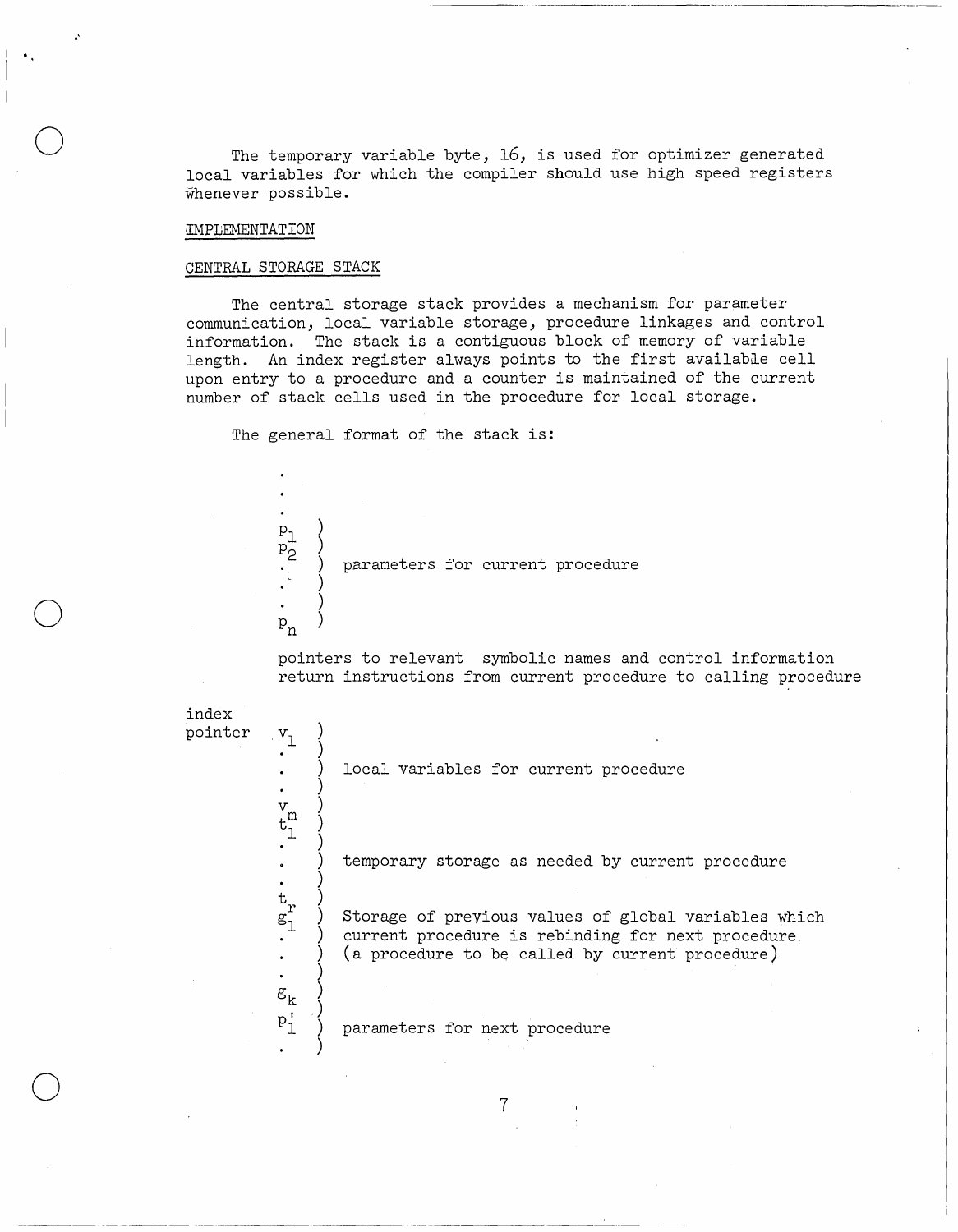The temporary variable byte, 16, is used for optimizer generated local variables for which the compiler should use high speed registers whenever possible.

## IMPLEMENTATION

### CENTRAL STORAGE STACK

The central storage stack provides a mechanism for parameter communication, local variable storage, procedure linkages and control information. The stack is a contiguous block of memory of variable length. An index register always points to the first available cell upon entry to a procedure and a counter is maintained of the current number of stack cells used in the procedure for local storage.

The general format of the stack is:

```
          .
          .
          .
          p1  )
          p2  )
          .   )  parameters for current procedure
          .   )
          .   )
          pn  )

          pointers to relevant  symbolic names and control information
          return instructions from current procedure to calling procedure

index
pointer   v1  )
          .   )
          .   )  local variables for current procedure
          .   )
          vm  )
          t1  )
          .   )
          .   )  temporary storage as needed by current procedure
          .   )
          tr  )
          g1  )  Storage of previous values of global variables which
          .   )  current procedure is rebinding for next procedure
          .   )  (a procedure to be called by current procedure)
          .   )
          gk  )
          p'1 )  parameters for next procedure
          .   )
```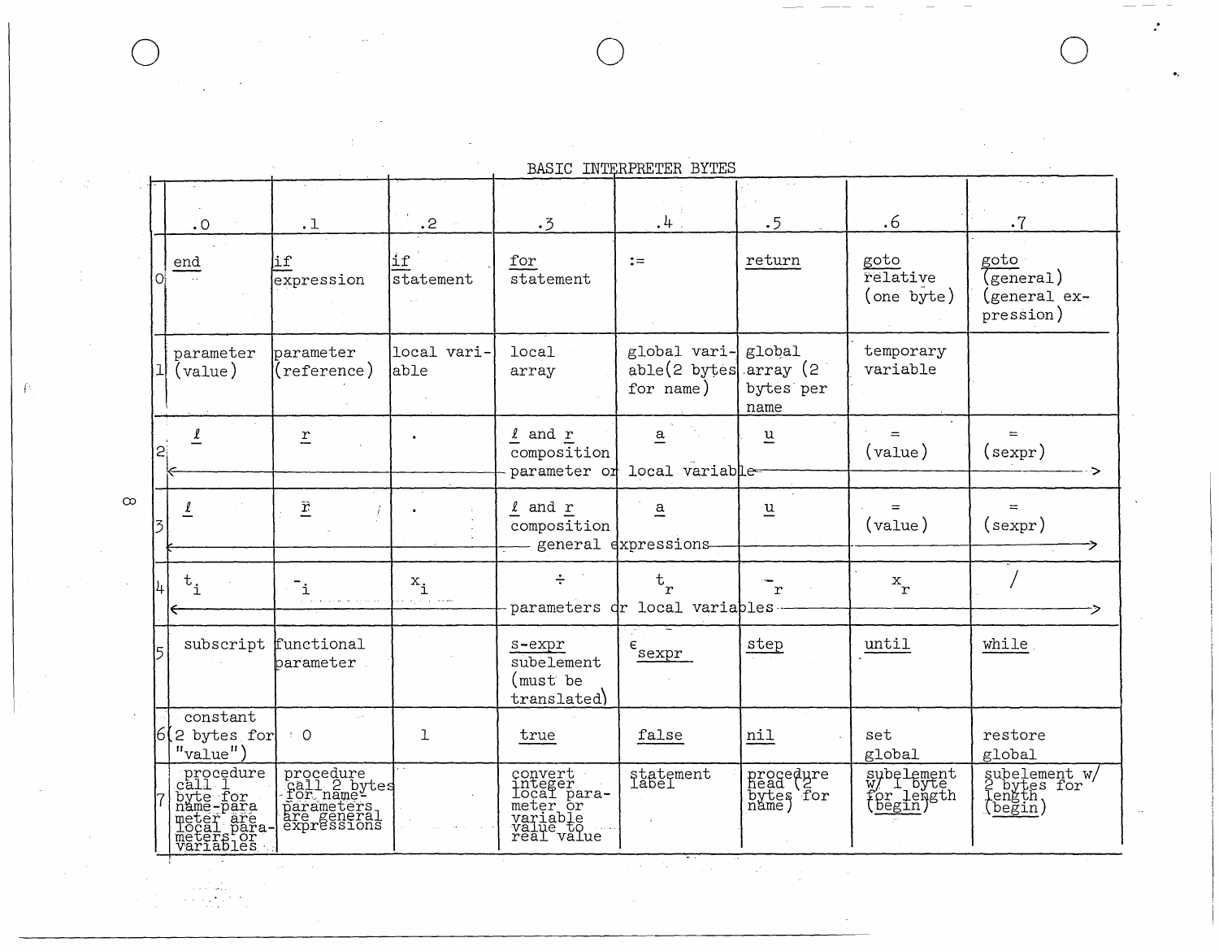BASIC INTERPRETER BYTES

| | .0 | .1 | .2 | .3 | .4 | .5 | .6 | .7 |
|---|---|---|---|---|---|---|---|---|
| 0 | end | if expression | if statement | for statement | := | return | goto relative (one byte) | goto (general) (general expression) |
| 1 | parameter (value) | parameter (reference) | local variable | local array | global variable (2 bytes for name) | global array (2 bytes per name | temporary variable | |
| 2 | $\ell$ | r | . | $\ell$ and r composition | a | u | = (value) | = (sexpr) |
| | ← parameter or local variable → | | | | | | | |
| 3 | $\ell$ | $\bar{r}$ | . | $\ell$ and r composition | a | u | = (value) | = (sexpr) |
| | ← general expressions → | | | | | | | |
| 4 | $t_i$ | $-_i$ | $x_i$ | ÷ | $t_r$ | $-_r$ | $x_r$ | / |
| | ← parameters or local variables → | | | | | | | |
| 5 | subscript | functional parameter | | s-expr subelement (must be translated) | $\epsilon_{sexpr}$ | step | until | while |
| 6 | constant (2 bytes for "value") | 0 | 1 | true | false | nil | set global | restore global |
| 7 | procedure call 1 byte for name-parameter are local parameters or variables | procedure call 2 bytes for name-parameters are general expressions | | convert integer local parameter or variable value to real value | statement label | procedure head (2 bytes for name) | subelement w/ 1 byte for length (begin) | subelement w/ 2 bytes for length (begin) |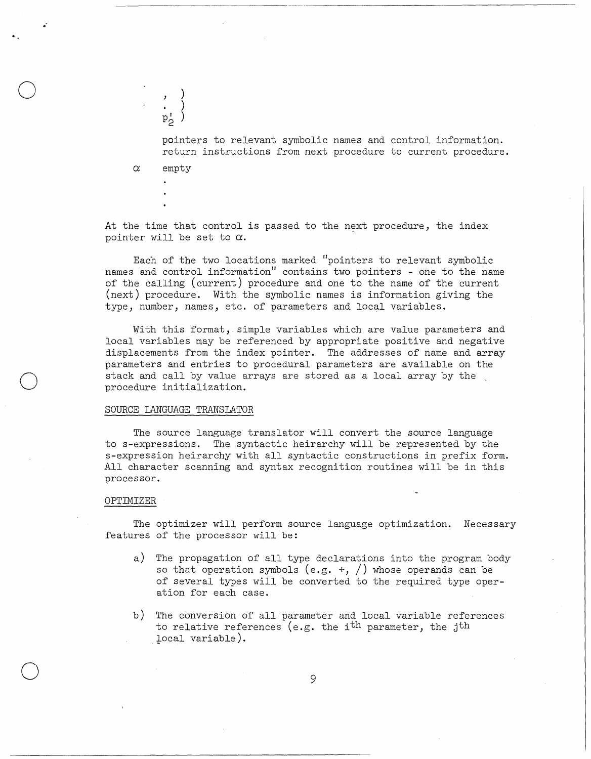```
      , )
      . )
      p'2 )

      pointers to relevant symbolic names and control information.
      return instructions from next procedure to current procedure.

α     empty
      .
      .
      .
```

At the time that control is passed to the next procedure, the index pointer will be set to $\alpha$.

Each of the two locations marked "pointers to relevant symbolic names and control information" contains two pointers - one to the name of the calling (current) procedure and one to the name of the current (next) procedure. With the symbolic names is information giving the type, number, names, etc. of parameters and local variables.

With this format, simple variables which are value parameters and local variables may be referenced by appropriate positive and negative displacements from the index pointer. The addresses of name and array parameters and entries to procedural parameters are available on the stack and call by value arrays are stored as a local array by the procedure initialization.

## SOURCE LANGUAGE TRANSLATOR

The source language translator will convert the source language to s-expressions. The syntactic heirarchy will be represented by the s-expression heirarchy with all syntactic constructions in prefix form. All character scanning and syntax recognition routines will be in this processor.

## OPTIMIZER

The optimizer will perform source language optimization. Necessary features of the processor will be:

a) The propagation of all type declarations into the program body so that operation symbols (e.g. +, /) whose operands can be of several types will be converted to the required type operation for each case.

b) The conversion of all parameter and local variable references to relative references (e.g. the $i^{th}$ parameter, the $j^{th}$ local variable).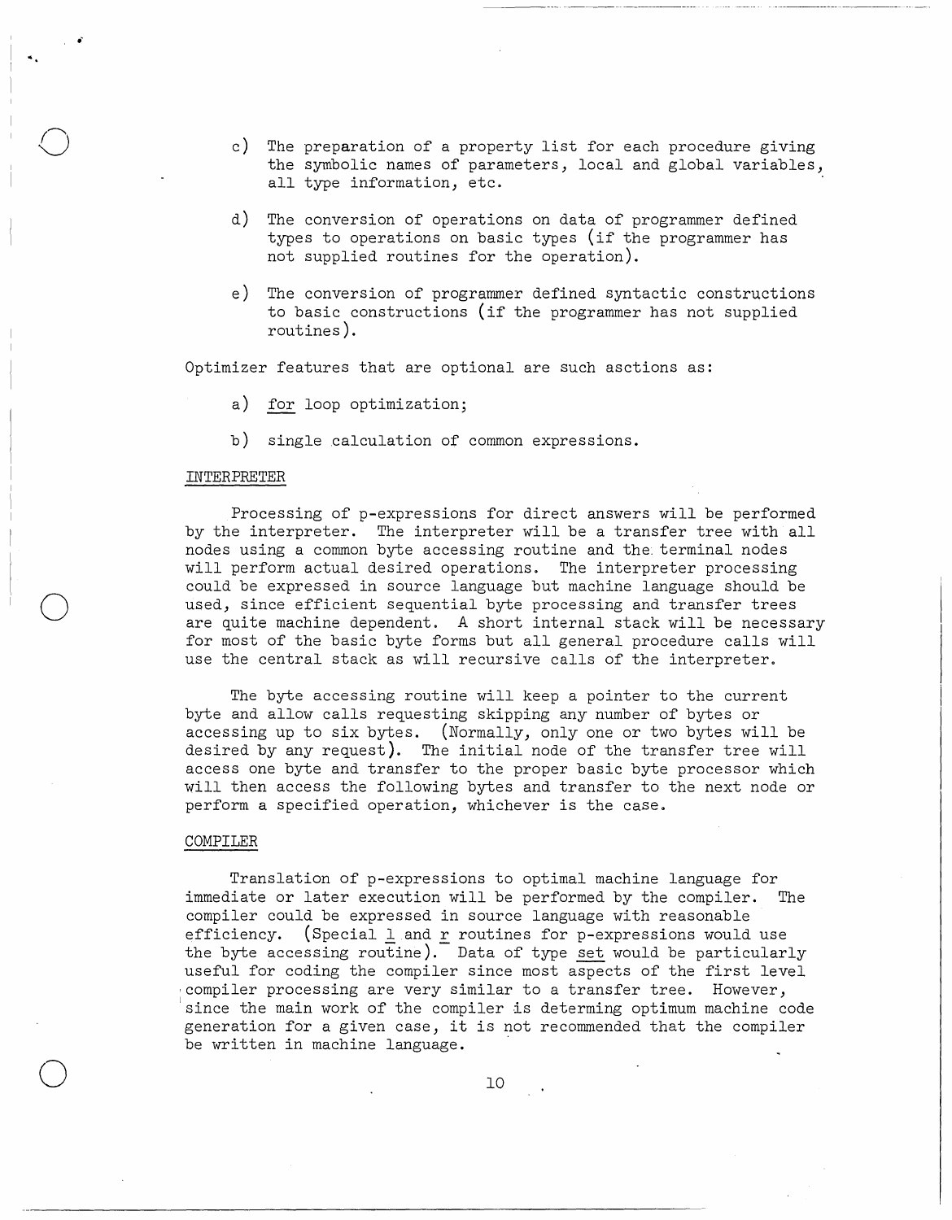c) The preparation of a property list for each procedure giving the symbolic names of parameters, local and global variables, all type information, etc.

d) The conversion of operations on data of programmer defined types to operations on basic types (if the programmer has not supplied routines for the operation).

e) The conversion of programmer defined syntactic constructions to basic constructions (if the programmer has not supplied routines).

Optimizer features that are optional are such asctions as:

a) <u>for</u> loop optimization;

b) single calculation of common expressions.

## INTERPRETER

Processing of p-expressions for direct answers will be performed by the interpreter. The interpreter will be a transfer tree with all nodes using a common byte accessing routine and the terminal nodes will perform actual desired operations. The interpreter processing could be expressed in source language but machine language should be used, since efficient sequential byte processing and transfer trees are quite machine dependent. A short internal stack will be necessary for most of the basic byte forms but all general procedure calls will use the central stack as will recursive calls of the interpreter.

The byte accessing routine will keep a pointer to the current byte and allow calls requesting skipping any number of bytes or accessing up to six bytes. (Normally, only one or two bytes will be desired by any request). The initial node of the transfer tree will access one byte and transfer to the proper basic byte processor which will then access the following bytes and transfer to the next node or perform a specified operation, whichever is the case.

## COMPILER

Translation of p-expressions to optimal machine language for immediate or later execution will be performed by the compiler. The compiler could be expressed in source language with reasonable efficiency. (Special <u>l</u> and <u>r</u> routines for p-expressions would use the byte accessing routine). Data of type <u>set</u> would be particularly useful for coding the compiler since most aspects of the first level compiler processing are very similar to a transfer tree. However, since the main work of the compiler is determing optimum machine code generation for a given case, it is not recommended that the compiler be written in machine language.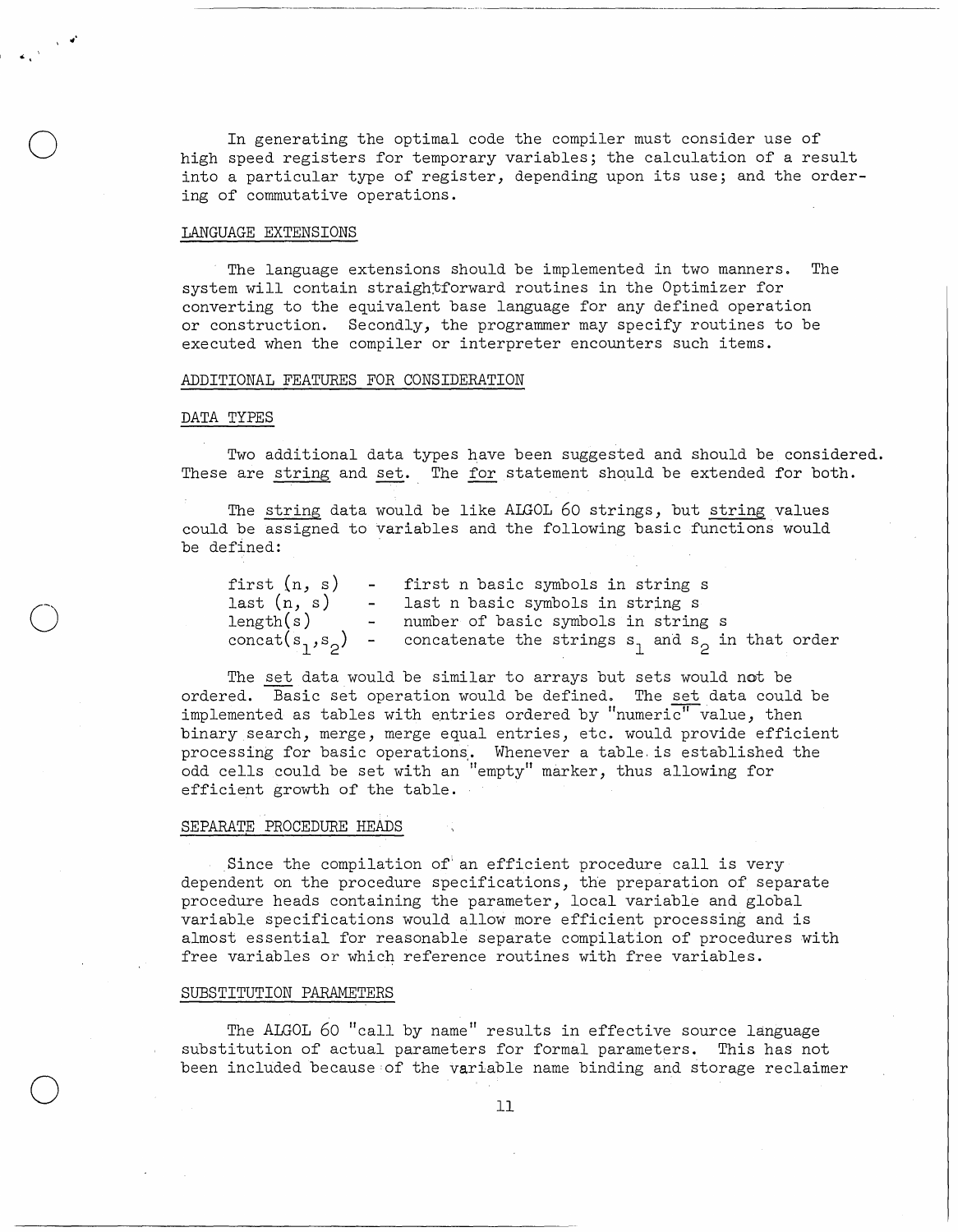In generating the optimal code the compiler must consider use of high speed registers for temporary variables; the calculation of a result into a particular type of register, depending upon its use; and the ordering of commutative operations.

## LANGUAGE EXTENSIONS

The language extensions should be implemented in two manners. The system will contain straightforward routines in the Optimizer for converting to the equivalent base language for any defined operation or construction. Secondly, the programmer may specify routines to be executed when the compiler or interpreter encounters such items.

## ADDITIONAL FEATURES FOR CONSIDERATION

### DATA TYPES

Two additional data types have been suggested and should be considered. These are _string_ and _set_. The _for_ statement should be extended for both.

The _string_ data would be like ALGOL 60 strings, but _string_ values could be assigned to variables and the following basic functions would be defined:

| | | |
|---|---|---|
| first (n, s) | - | first n basic symbols in string s |
| last (n, s) | - | last n basic symbols in string s |
| length(s) | - | number of basic symbols in string s |
| concat($s_1$,$s_2$) | - | concatenate the strings $s_1$ and $s_2$ in that order |

The _set_ data would be similar to arrays but sets would not be ordered. Basic set operation would be defined. The _set_ data could be implemented as tables with entries ordered by "numeric" value, then binary search, merge, merge equal entries, etc. would provide efficient processing for basic operations. Whenever a table is established the odd cells could be set with an "empty" marker, thus allowing for efficient growth of the table.

### SEPARATE PROCEDURE HEADS

Since the compilation of an efficient procedure call is very dependent on the procedure specifications, the preparation of separate procedure heads containing the parameter, local variable and global variable specifications would allow more efficient processing and is almost essential for reasonable separate compilation of procedures with free variables or which reference routines with free variables.

### SUBSTITUTION PARAMETERS

The ALGOL 60 "call by name" results in effective source language substitution of actual parameters for formal parameters. This has not been included because of the variable name binding and storage reclaimer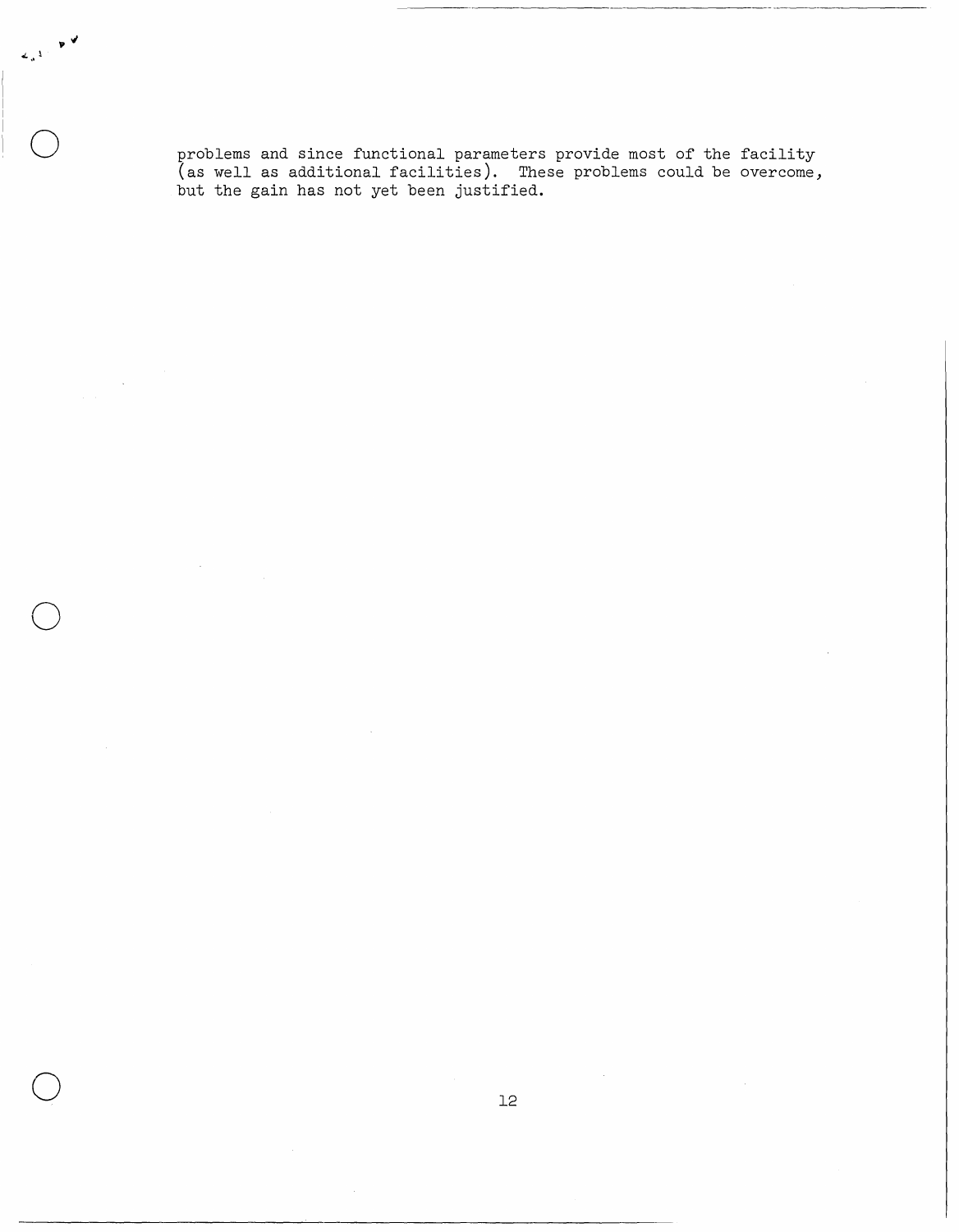problems and since functional parameters provide most of the facility (as well as additional facilities). These problems could be overcome, but the gain has not yet been justified.